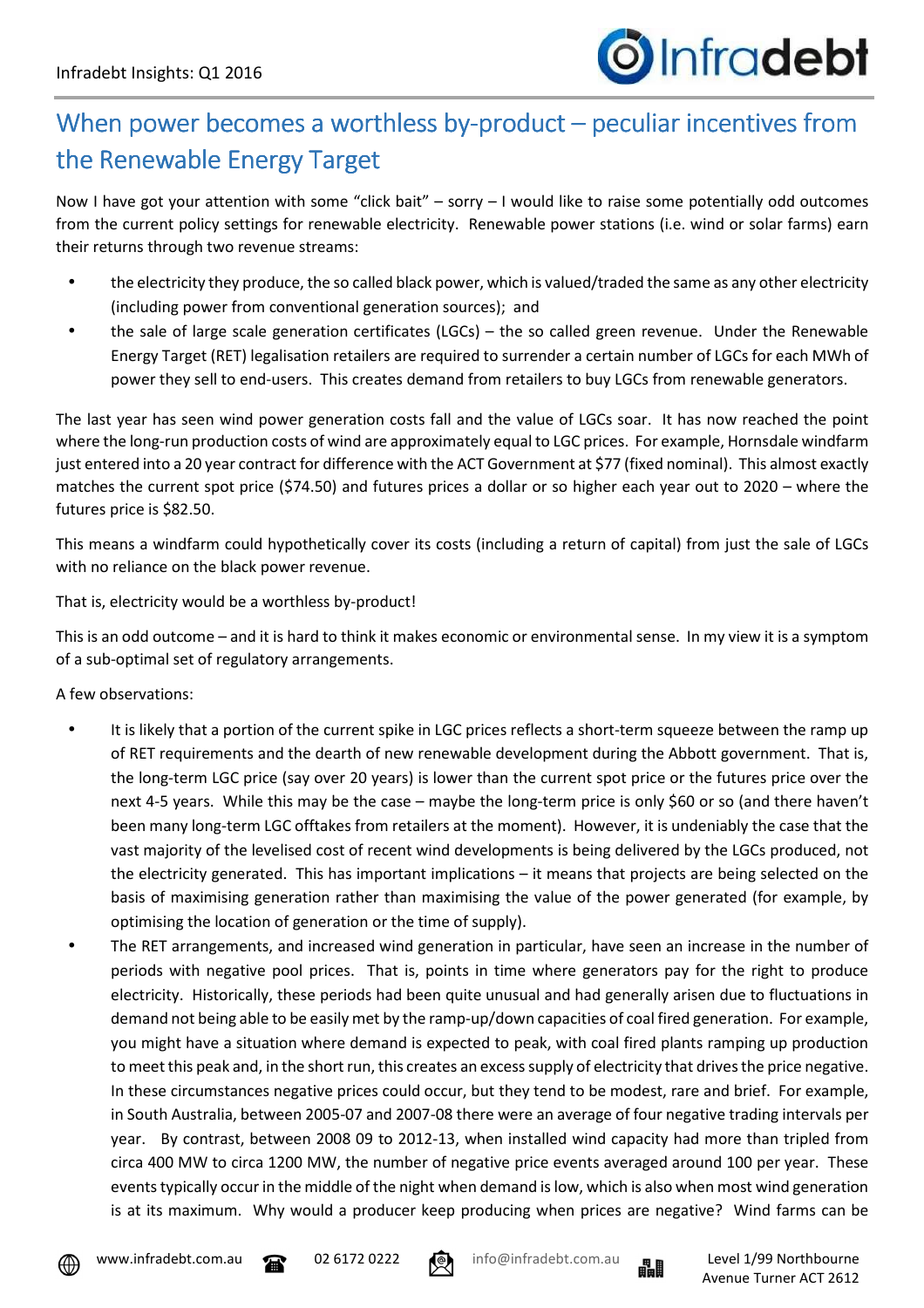# When power becomes a worthless by-product – peculiar incentives from the Renewable Energy Target

Now I have got your attention with some "click bait" – sorry – I would like to raise some potentially odd outcomes from the current policy settings for renewable electricity. Renewable power stations (i.e. wind or solar farms) earn their returns through two revenue streams:

- the electricity they produce, the so called black power, which is valued/traded the same as any other electricity (including power from conventional generation sources); and
- the sale of large scale generation certificates (LGCs) – the so called green revenue. Under the Renewable Energy Target (RET) legalisation retailers are required to surrender a certain number of LGCs for each MWh of power they sell to end-users. This creates demand from retailers to buy LGCs from renewable generators.

The last year has seen wind power generation costs fall and the value of LGCs soar. It has now reached the point where the long-run production costs of wind are approximately equal to LGC prices. For example, Hornsdale windfarm just entered into a 20 year contract for difference with the ACT Government at $77 (fixed nominal). This almost exactly matches the current spot price ($74.50) and futures prices a dollar or so higher each year out to 2020 – where the futures price is $82.50.

This means a windfarm could hypothetically cover its costs (including a return of capital) from just the sale of LGCs with no reliance on the black power revenue.

That is, electricity would be a worthless by-product!

This is an odd outcome – and it is hard to think it makes economic or environmental sense. In my view it is a symptom of a sub-optimal set of regulatory arrangements.

A few observations:

- It is likely that a portion of the current spike in LGC prices reflects a short-term squeeze between the ramp up of RET requirements and the dearth of new renewable development during the Abbott government. That is, the long-term LGC price (say over 20 years) is lower than the current spot price or the futures price over the next 4-5 years. While this may be the case – maybe the long-term price is only $60 or so (and there haven't been many long-term LGC offtakes from retailers at the moment). However, it is undeniably the case that the vast majority of the levelised cost of recent wind developments is being delivered by the LGCs produced, not the electricity generated. This has important implications – it means that projects are being selected on the basis of maximising generation rather than maximising the value of the power generated (for example, by optimising the location of generation or the time of supply).
- The RET arrangements, and increased wind generation in particular, have seen an increase in the number of periods with negative pool prices. That is, points in time where generators pay for the right to produce electricity. Historically, these periods had been quite unusual and had generally arisen due to fluctuations in demand not being able to be easily met by the ramp-up/down capacities of coal fired generation. For example, you might have a situation where demand is expected to peak, with coal fired plants ramping up production to meet this peak and, in the short run, this creates an excess supply of electricity that drives the price negative. In these circumstances negative prices could occur, but they tend to be modest, rare and brief. For example, in South Australia, between 2005-07 and 2007-08 there were an average of four negative trading intervals per year. By contrast, between 2008 09 to 2012-13, when installed wind capacity had more than tripled from circa 400 MW to circa 1200 MW, the number of negative price events averaged around 100 per year. These events typically occur in the middle of the night when demand is low, which is also when most wind generation is at its maximum. Why would a producer keep producing when prices are negative? Wind farms can be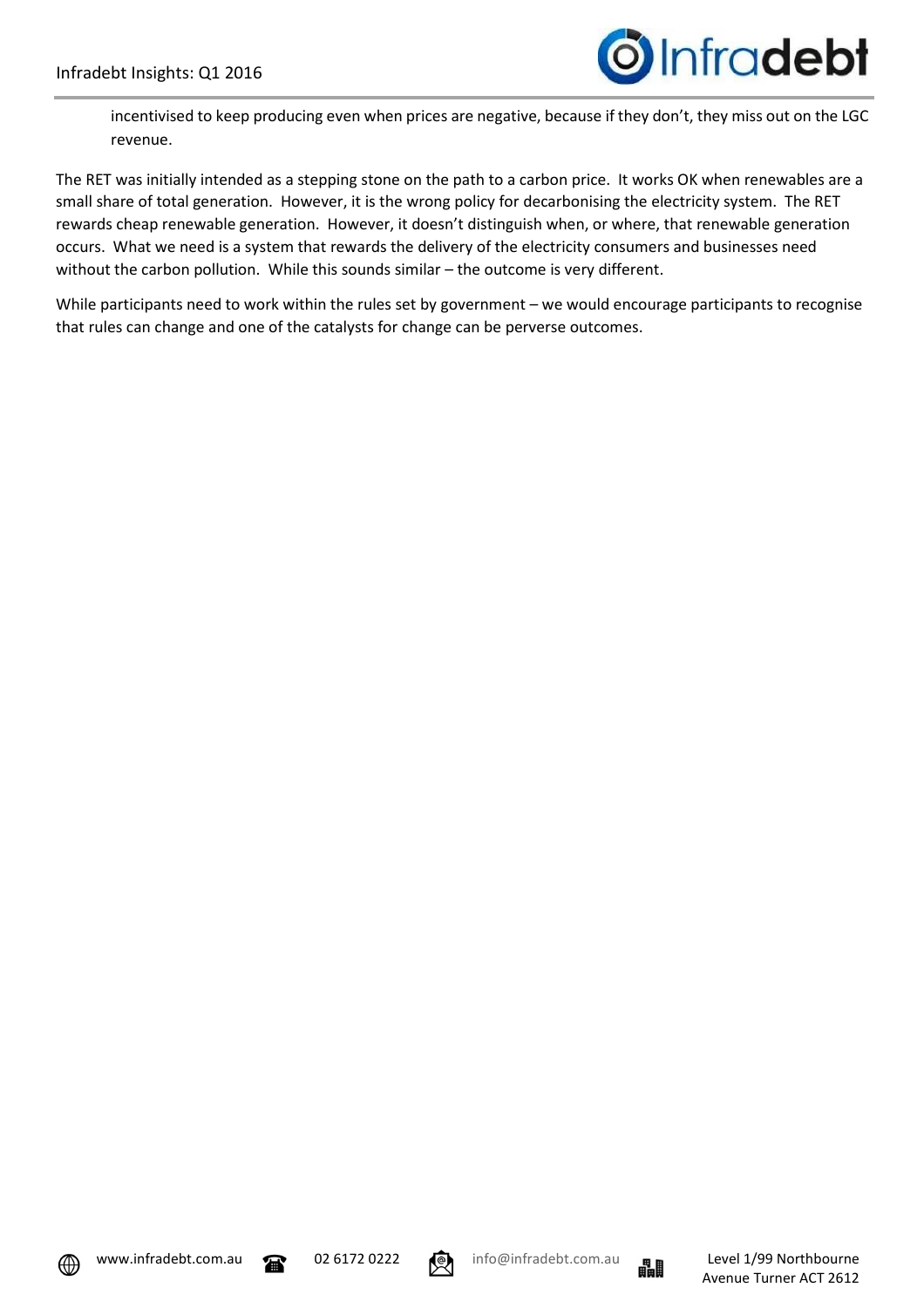incentivised to keep producing even when prices are negative, because if they don't, they miss out on the LGC revenue.

The RET was initially intended as a stepping stone on the path to a carbon price. It works OK when renewables are a small share of total generation. However, it is the wrong policy for decarbonising the electricity system. The RET rewards cheap renewable generation. However, it doesn't distinguish when, or where, that renewable generation occurs. What we need is a system that rewards the delivery of the electricity consumers and businesses need without the carbon pollution. While this sounds similar – the outcome is very different.

While participants need to work within the rules set by government – we would encourage participants to recognise that rules can change and one of the catalysts for change can be perverse outcomes.